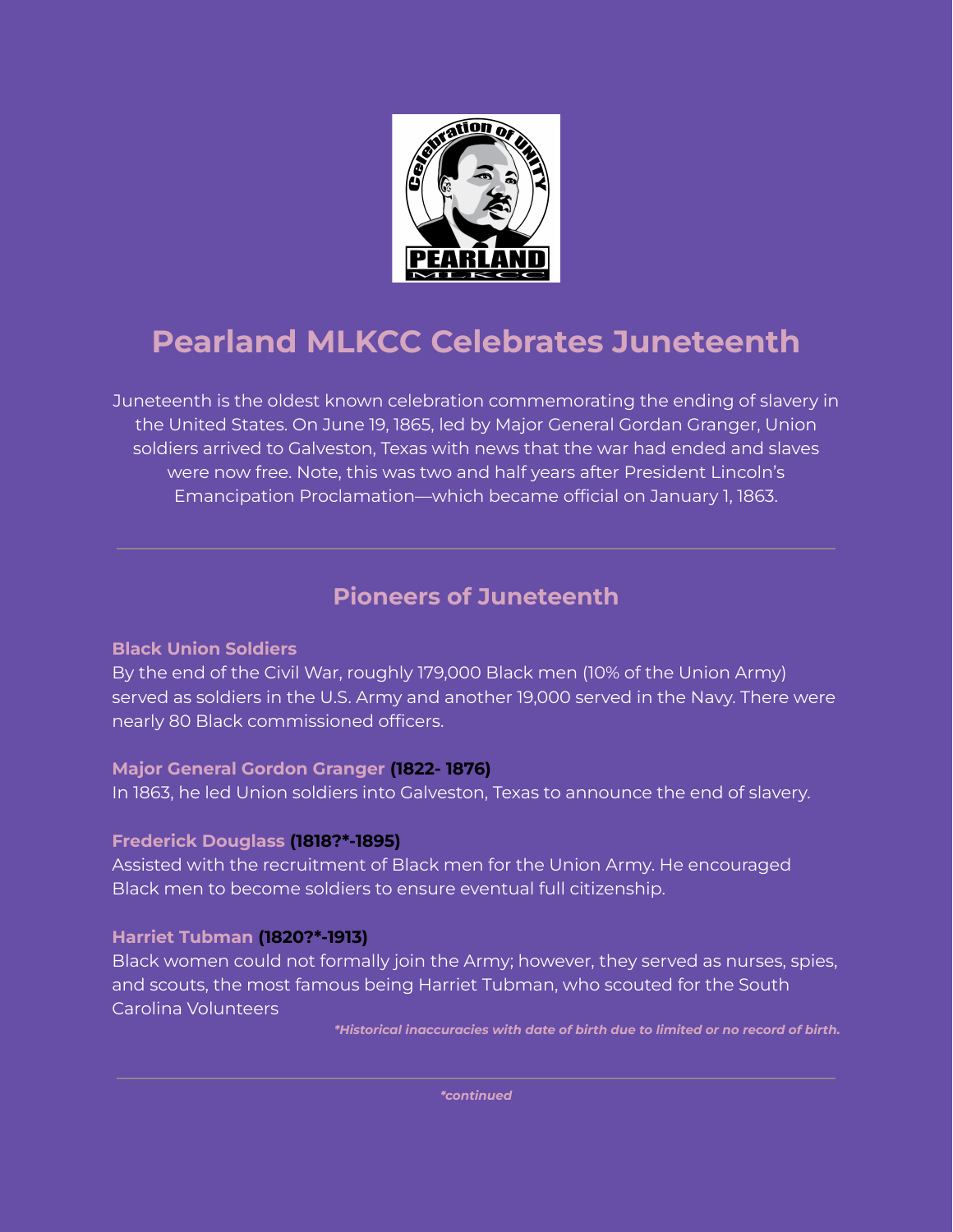# Pearland MLKCC Celebrates Juneteenth

Juneteenth is the oldest known celebration commemorating the ending of slavery in the United States. On June 19, 1865, led by Major General Gordan Granger, Union soldiers arrived to Galveston, Texas with news that the war had ended and slaves were now free. Note, this was two and half years after President Lincoln's Emancipation Proclamation—which became official on January 1, 1863.

---

## Pioneers of Juneteenth

**Black Union Soldiers**
By the end of the Civil War, roughly 179,000 Black men (10% of the Union Army) served as soldiers in the U.S. Army and another 19,000 served in the Navy. There were nearly 80 Black commissioned officers.

**Major General Gordon Granger (1822- 1876)**
In 1863, he led Union soldiers into Galveston, Texas to announce the end of slavery.

**Frederick Douglass (1818?*-1895)**
Assisted with the recruitment of Black men for the Union Army. He encouraged Black men to become soldiers to ensure eventual full citizenship.

**Harriet Tubman (1820?*-1913)**
Black women could not formally join the Army; however, they served as nurses, spies, and scouts, the most famous being Harriet Tubman, who scouted for the South Carolina Volunteers

*\*Historical inaccuracies with date of birth due to limited or no record of birth.*

---

*\*continued*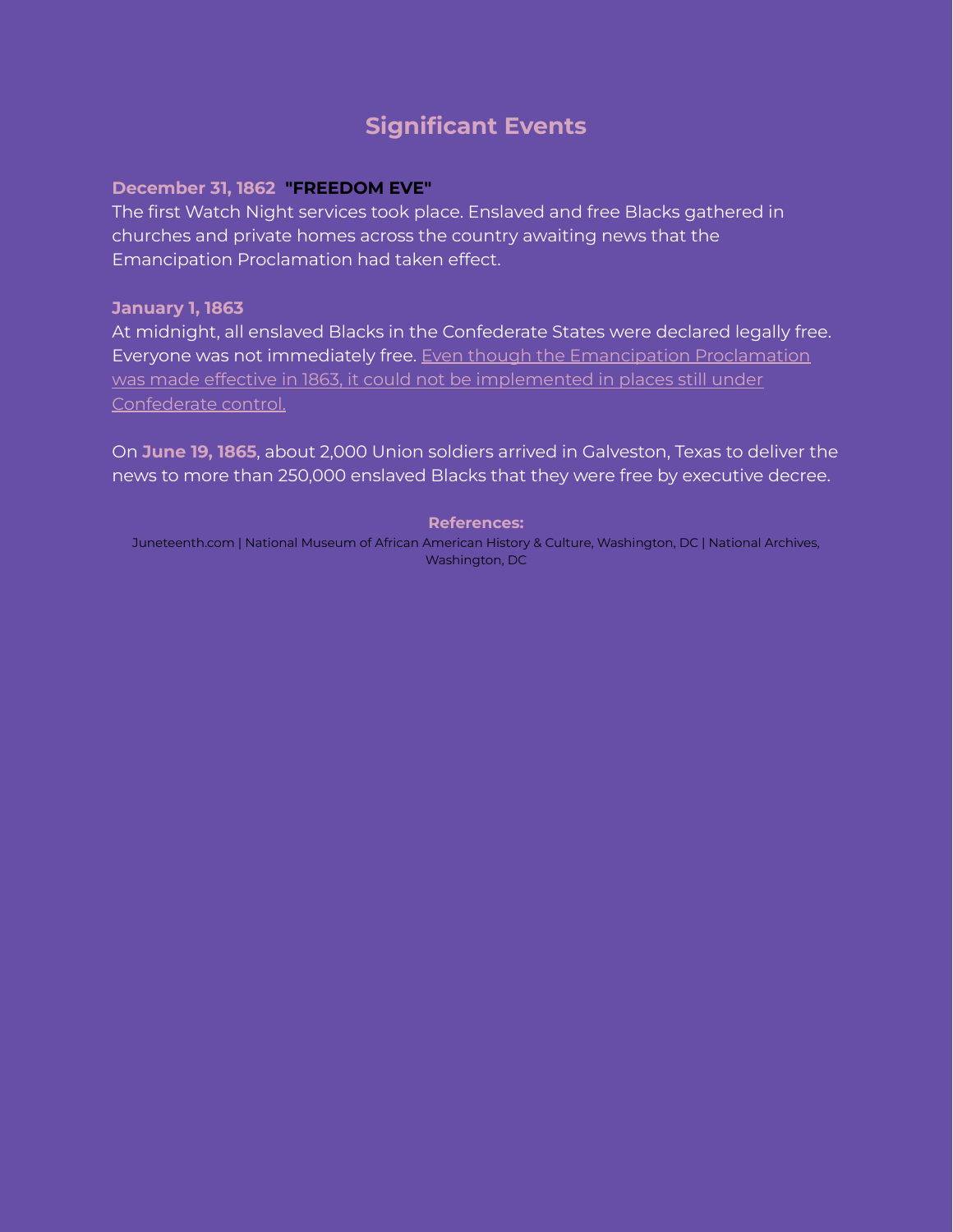## Significant Events

**December 31, 1862** **"FREEDOM EVE"**
The first Watch Night services took place. Enslaved and free Blacks gathered in churches and private homes across the country awaiting news that the Emancipation Proclamation had taken effect.

**January 1, 1863**
At midnight, all enslaved Blacks in the Confederate States were declared legally free. Everyone was not immediately free. Even though the Emancipation Proclamation was made effective in 1863, it could not be implemented in places still under Confederate control.

On **June 19, 1865**, about 2,000 Union soldiers arrived in Galveston, Texas to deliver the news to more than 250,000 enslaved Blacks that they were free by executive decree.

**References:**
Juneteenth.com | National Museum of African American History & Culture, Washington, DC | National Archives, Washington, DC